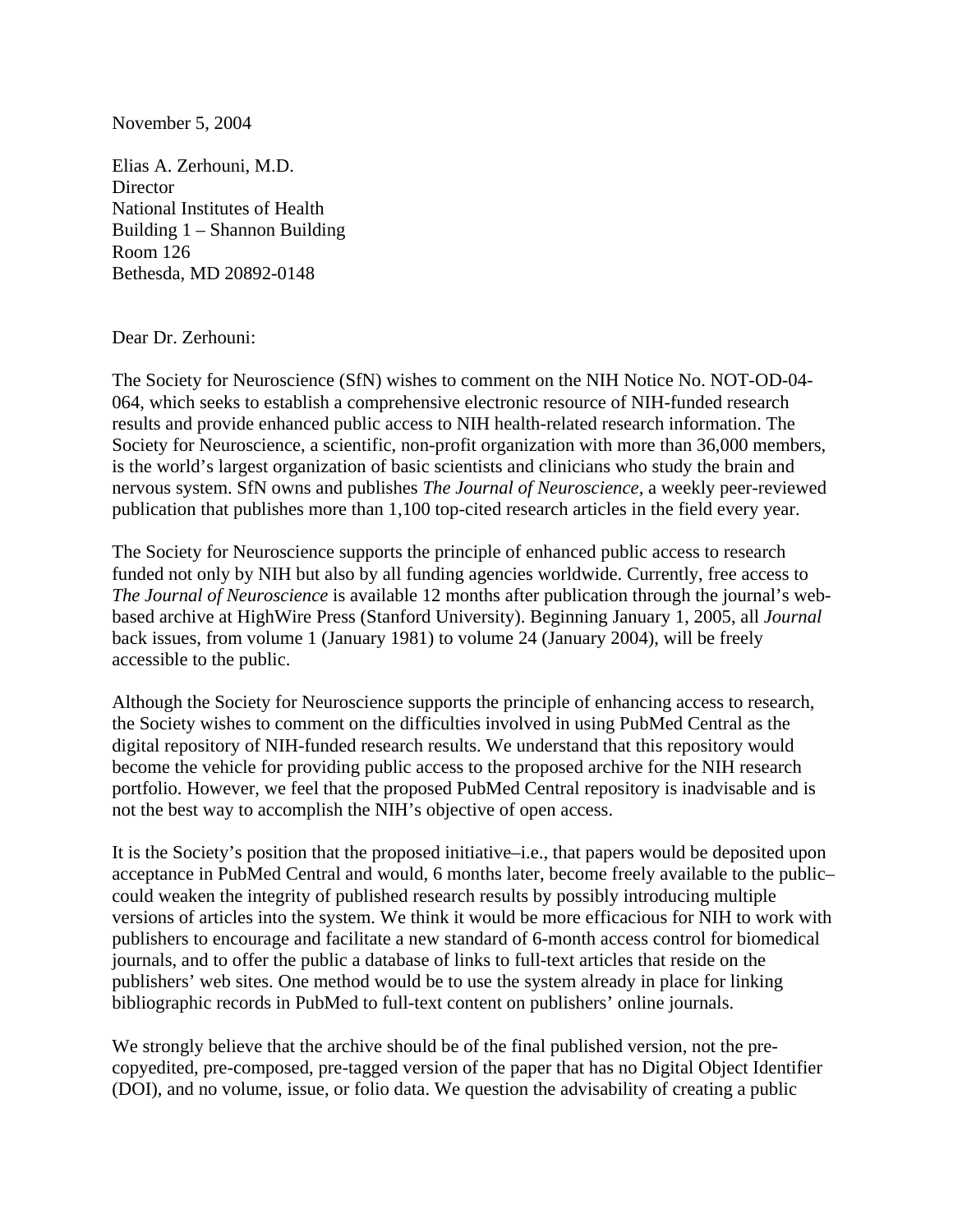November 5, 2004

Elias A. Zerhouni, M.D.
Director
National Institutes of Health
Building 1 – Shannon Building
Room 126
Bethesda, MD 20892-0148

Dear Dr. Zerhouni:

The Society for Neuroscience (SfN) wishes to comment on the NIH Notice No. NOT-OD-04-064, which seeks to establish a comprehensive electronic resource of NIH-funded research results and provide enhanced public access to NIH health-related research information. The Society for Neuroscience, a scientific, non-profit organization with more than 36,000 members, is the world's largest organization of basic scientists and clinicians who study the brain and nervous system. SfN owns and publishes *The Journal of Neuroscience*, a weekly peer-reviewed publication that publishes more than 1,100 top-cited research articles in the field every year.

The Society for Neuroscience supports the principle of enhanced public access to research funded not only by NIH but also by all funding agencies worldwide. Currently, free access to *The Journal of Neuroscience* is available 12 months after publication through the journal's web-based archive at HighWire Press (Stanford University). Beginning January 1, 2005, all *Journal* back issues, from volume 1 (January 1981) to volume 24 (January 2004), will be freely accessible to the public.

Although the Society for Neuroscience supports the principle of enhancing access to research, the Society wishes to comment on the difficulties involved in using PubMed Central as the digital repository of NIH-funded research results. We understand that this repository would become the vehicle for providing public access to the proposed archive for the NIH research portfolio. However, we feel that the proposed PubMed Central repository is inadvisable and is not the best way to accomplish the NIH's objective of open access.

It is the Society's position that the proposed initiative–i.e., that papers would be deposited upon acceptance in PubMed Central and would, 6 months later, become freely available to the public–could weaken the integrity of published research results by possibly introducing multiple versions of articles into the system. We think it would be more efficacious for NIH to work with publishers to encourage and facilitate a new standard of 6-month access control for biomedical journals, and to offer the public a database of links to full-text articles that reside on the publishers' web sites. One method would be to use the system already in place for linking bibliographic records in PubMed to full-text content on publishers' online journals.

We strongly believe that the archive should be of the final published version, not the pre-copyedited, pre-composed, pre-tagged version of the paper that has no Digital Object Identifier (DOI), and no volume, issue, or folio data. We question the advisability of creating a public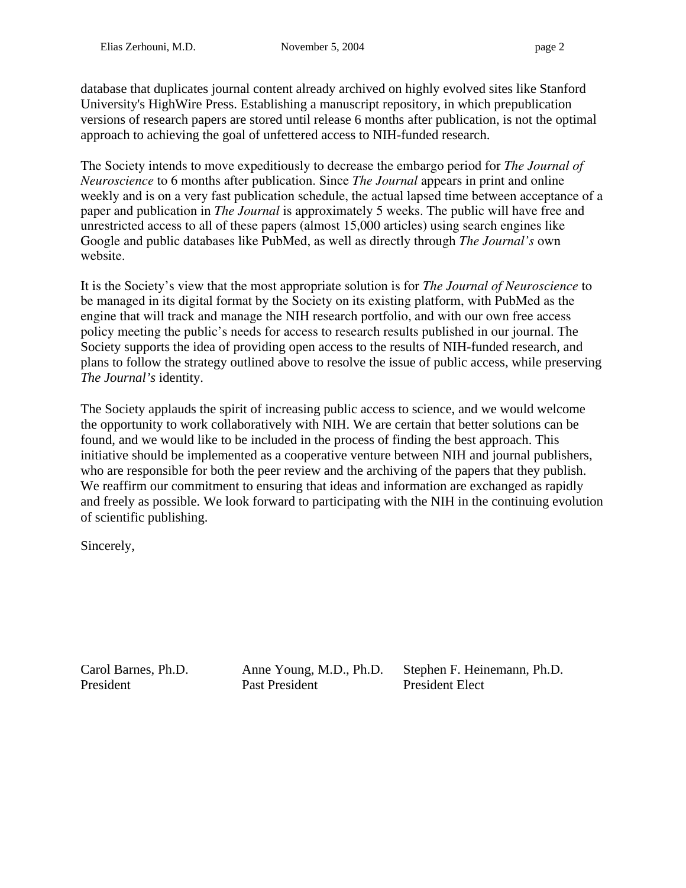database that duplicates journal content already archived on highly evolved sites like Stanford University's HighWire Press. Establishing a manuscript repository, in which prepublication versions of research papers are stored until release 6 months after publication, is not the optimal approach to achieving the goal of unfettered access to NIH-funded research.

The Society intends to move expeditiously to decrease the embargo period for *The Journal of Neuroscience* to 6 months after publication. Since *The Journal* appears in print and online weekly and is on a very fast publication schedule, the actual lapsed time between acceptance of a paper and publication in *The Journal* is approximately 5 weeks. The public will have free and unrestricted access to all of these papers (almost 15,000 articles) using search engines like Google and public databases like PubMed, as well as directly through *The Journal's* own website.

It is the Society's view that the most appropriate solution is for *The Journal of Neuroscience* to be managed in its digital format by the Society on its existing platform, with PubMed as the engine that will track and manage the NIH research portfolio, and with our own free access policy meeting the public's needs for access to research results published in our journal. The Society supports the idea of providing open access to the results of NIH-funded research, and plans to follow the strategy outlined above to resolve the issue of public access, while preserving *The Journal's* identity.

The Society applauds the spirit of increasing public access to science, and we would welcome the opportunity to work collaboratively with NIH. We are certain that better solutions can be found, and we would like to be included in the process of finding the best approach. This initiative should be implemented as a cooperative venture between NIH and journal publishers, who are responsible for both the peer review and the archiving of the papers that they publish. We reaffirm our commitment to ensuring that ideas and information are exchanged as rapidly and freely as possible. We look forward to participating with the NIH in the continuing evolution of scientific publishing.

Sincerely,

Carol Barnes, Ph.D.
President

Anne Young, M.D., Ph.D.
Past President

Stephen F. Heinemann, Ph.D.
President Elect